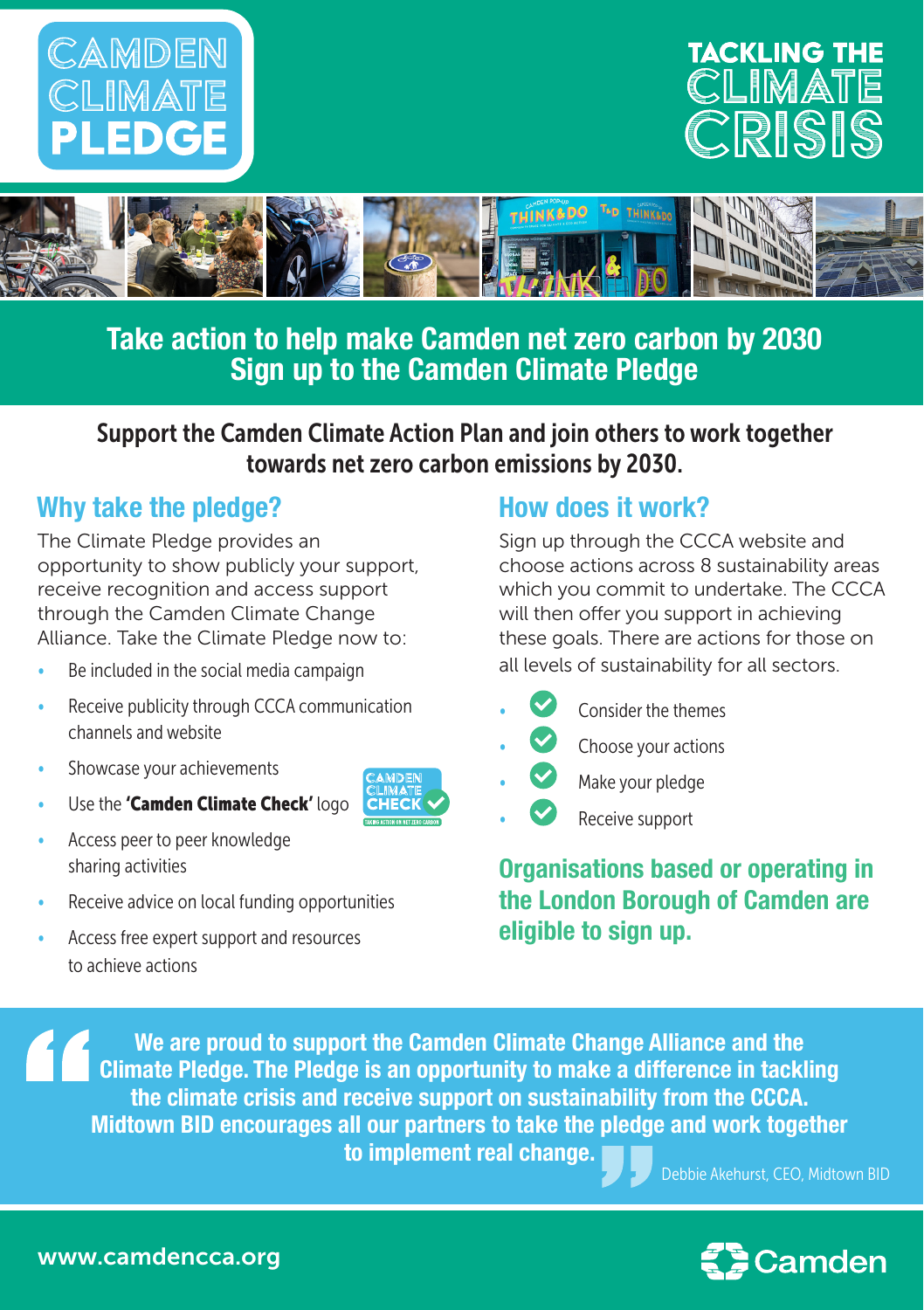# CAMDEN CLIMATE PLEDGE

## TACKLING THE CLIMATE CRISIS

## Take action to help make Camden net zero carbon by 2030
## Sign up to the Camden Climate Pledge

**Support the Camden Climate Action Plan and join others to work together towards net zero carbon emissions by 2030.**

### Why take the pledge?

The Climate Pledge provides an opportunity to show publicly your support, receive recognition and access support through the Camden Climate Change Alliance. Take the Climate Pledge now to:

- Be included in the social media campaign
- Receive publicity through CCCA communication channels and website
- Showcase your achievements
- Use the **'Camden Climate Check'** logo
- Access peer to peer knowledge sharing activities
- Receive advice on local funding opportunities
- Access free expert support and resources to achieve actions

### How does it work?

Sign up through the CCCA website and choose actions across 8 sustainability areas which you commit to undertake. The CCCA will then offer you support in achieving these goals. There are actions for those on all levels of sustainability for all sectors.

- ✓ Consider the themes
- ✓ Choose your actions
- ✓ Make your pledge
- ✓ Receive support

**Organisations based or operating in the London Borough of Camden are eligible to sign up.**

> **"We are proud to support the Camden Climate Change Alliance and the Climate Pledge. The Pledge is an opportunity to make a difference in tackling the climate crisis and receive support on sustainability from the CCCA. Midtown BID encourages all our partners to take the pledge and work together to implement real change."**
>
> Debbie Akehurst, CEO, Midtown BID

www.camdencca.org

Camden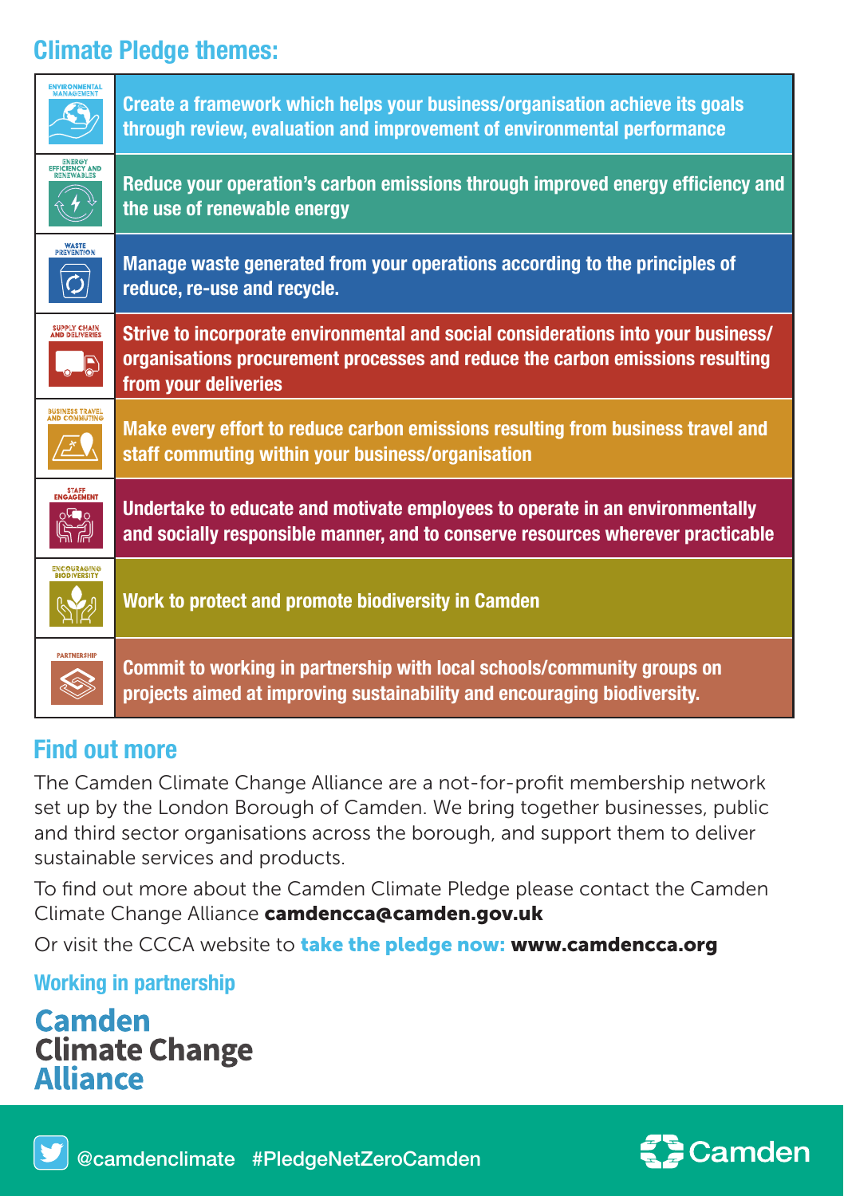## Climate Pledge themes:

| | |
|---|---|
| ENVIRONMENTAL MANAGEMENT | Create a framework which helps your business/organisation achieve its goals through review, evaluation and improvement of environmental performance |
| ENERGY EFFICIENCY AND RENEWABLES | Reduce your operation's carbon emissions through improved energy efficiency and the use of renewable energy |
| WASTE PREVENTION | Manage waste generated from your operations according to the principles of reduce, re-use and recycle. |
| SUPPLY CHAIN AND DELIVERIES | Strive to incorporate environmental and social considerations into your business/ organisations procurement processes and reduce the carbon emissions resulting from your deliveries |
| BUSINESS TRAVEL AND COMMUTING | Make every effort to reduce carbon emissions resulting from business travel and staff commuting within your business/organisation |
| STAFF ENGAGEMENT | Undertake to educate and motivate employees to operate in an environmentally and socially responsible manner, and to conserve resources wherever practicable |
| ENCOURAGING BIODIVERSITY | Work to protect and promote biodiversity in Camden |
| PARTNERSHIP | Commit to working in partnership with local schools/community groups on projects aimed at improving sustainability and encouraging biodiversity. |

## Find out more

The Camden Climate Change Alliance are a not-for-profit membership network set up by the London Borough of Camden. We bring together businesses, public and third sector organisations across the borough, and support them to deliver sustainable services and products.

To find out more about the Camden Climate Pledge please contact the Camden Climate Change Alliance **camdencca@camden.gov.uk**

Or visit the CCCA website to **take the pledge now:** **www.camdencca.org**

### Working in partnership

**Camden Climate Change Alliance**

@camdenclimate #PledgeNetZeroCamden

Camden